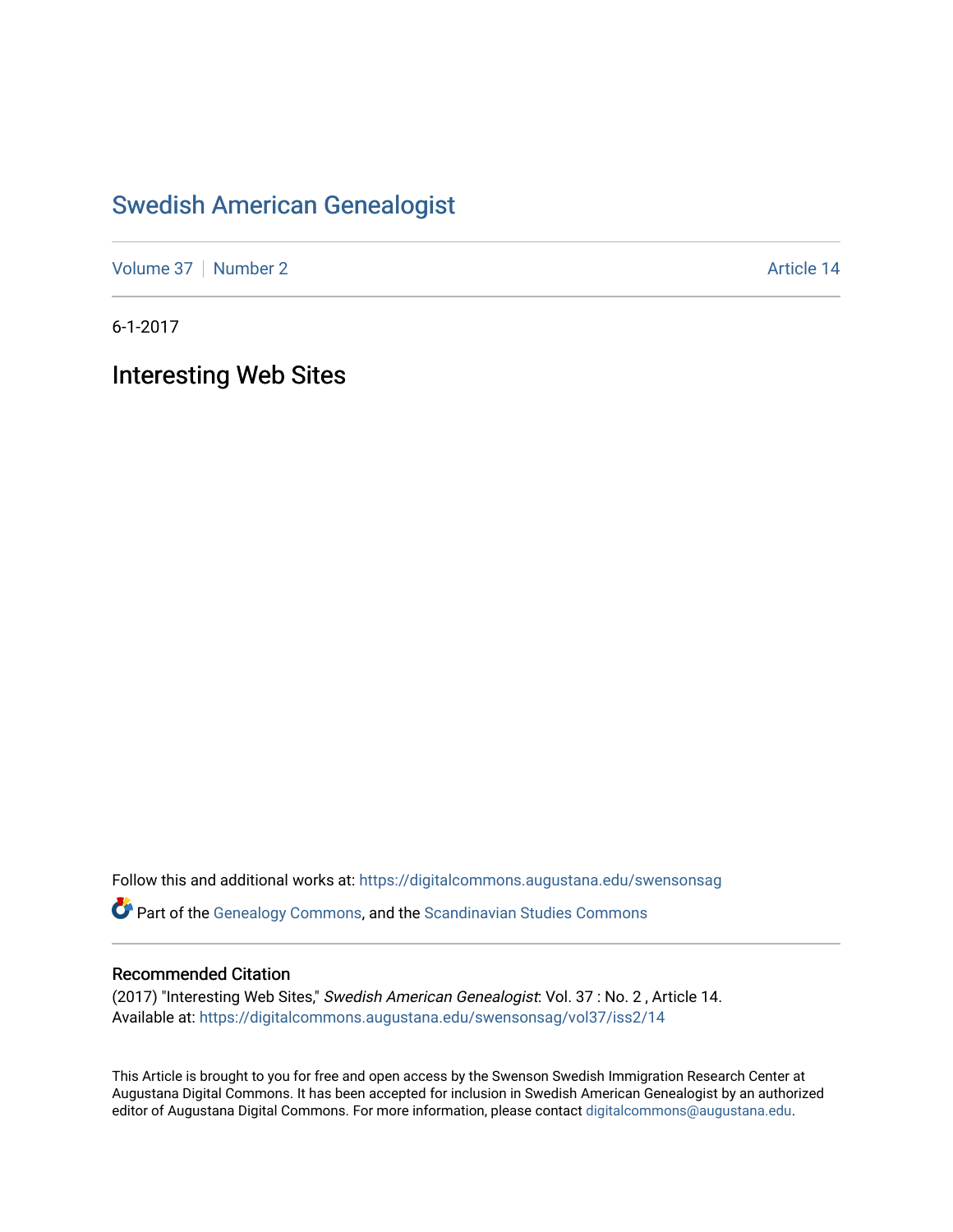# Swedish American Genealogist

Volume 37 | Number 2 Article 14

6-1-2017

## Interesting Web Sites

Follow this and additional works at: https://digitalcommons.augustana.edu/swensonsag

Part of the Genealogy Commons, and the Scandinavian Studies Commons

### Recommended Citation

(2017) "Interesting Web Sites," *Swedish American Genealogist*: Vol. 37 : No. 2 , Article 14.
Available at: https://digitalcommons.augustana.edu/swensonsag/vol37/iss2/14

This Article is brought to you for free and open access by the Swenson Swedish Immigration Research Center at Augustana Digital Commons. It has been accepted for inclusion in Swedish American Genealogist by an authorized editor of Augustana Digital Commons. For more information, please contact digitalcommons@augustana.edu.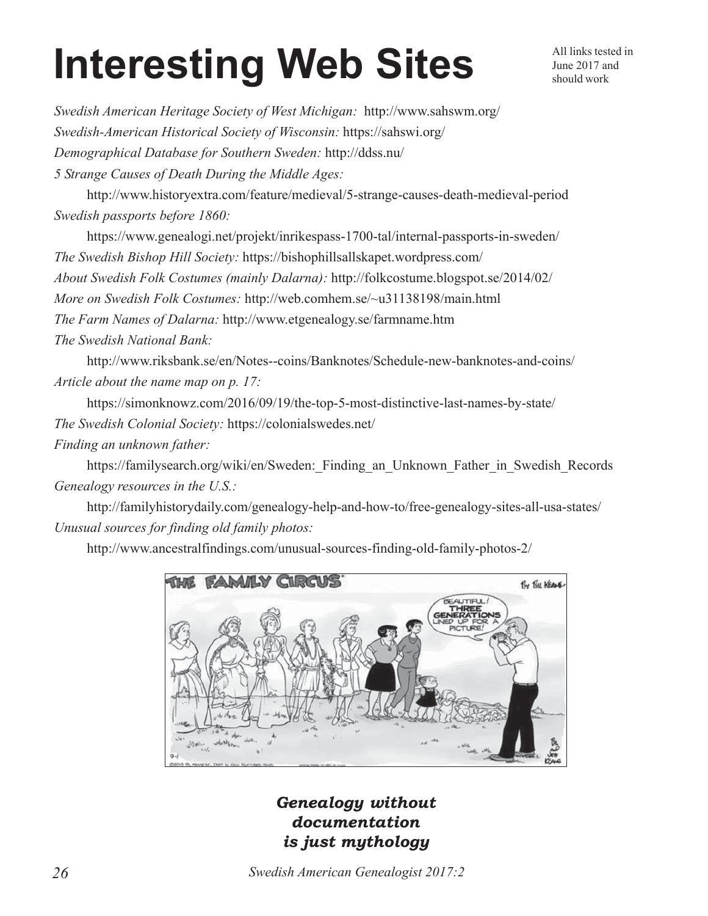# Interesting Web Sites

All links tested in June 2017 and should work

*Swedish American Heritage Society of West Michigan:* http://www.sahswm.org/

*Swedish-American Historical Society of Wisconsin:* https://sahswi.org/

*Demographical Database for Southern Sweden:* http://ddss.nu/

*5 Strange Causes of Death During the Middle Ages:*
http://www.historyextra.com/feature/medieval/5-strange-causes-death-medieval-period

*Swedish passports before 1860:*
https://www.genealogi.net/projekt/inrikespass-1700-tal/internal-passports-in-sweden/

*The Swedish Bishop Hill Society:* https://bishophillsallskapet.wordpress.com/

*About Swedish Folk Costumes (mainly Dalarna):* http://folkcostume.blogspot.se/2014/02/

*More on Swedish Folk Costumes:* http://web.comhem.se/~u31138198/main.html

*The Farm Names of Dalarna:* http://www.etgenealogy.se/farmname.htm

*The Swedish National Bank:*
http://www.riksbank.se/en/Notes--coins/Banknotes/Schedule-new-banknotes-and-coins/

*Article about the name map on p. 17:*
https://simonknowz.com/2016/09/19/the-top-5-most-distinctive-last-names-by-state/

*The Swedish Colonial Society:* https://colonialswedes.net/

*Finding an unknown father:*
https://familysearch.org/wiki/en/Sweden:_Finding_an_Unknown_Father_in_Swedish_Records

*Genealogy resources in the U.S.:*
http://familyhistorydaily.com/genealogy-help-and-how-to/free-genealogy-sites-all-usa-states/

*Unusual sources for finding old family photos:*
http://www.ancestralfindings.com/unusual-sources-finding-old-family-photos-2/

***Genealogy without documentation is just mythology***